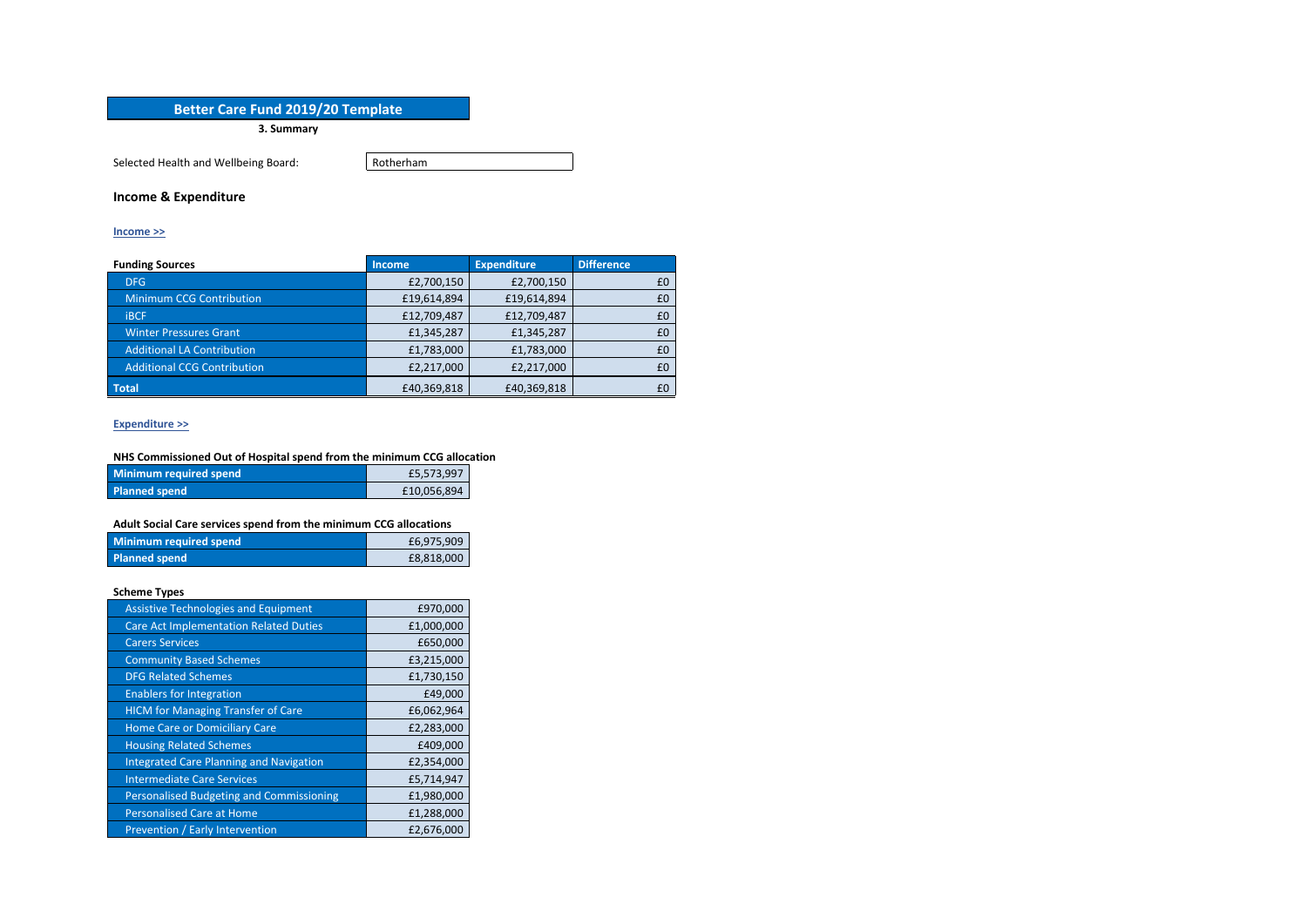# Better Care Fund 2019/20 Template

**3. Summary**

Selected Health and Wellbeing Board: Rotherham

## Income & Expenditure

**Income >>**

| Funding Sources | Income | Expenditure | Difference |
|---|---|---|---|
| DFG | £2,700,150 | £2,700,150 | £0 |
| Minimum CCG Contribution | £19,614,894 | £19,614,894 | £0 |
| iBCF | £12,709,487 | £12,709,487 | £0 |
| Winter Pressures Grant | £1,345,287 | £1,345,287 | £0 |
| Additional LA Contribution | £1,783,000 | £1,783,000 | £0 |
| Additional CCG Contribution | £2,217,000 | £2,217,000 | £0 |
| **Total** | £40,369,818 | £40,369,818 | £0 |

**Expenditure >>**

**NHS Commissioned Out of Hospital spend from the minimum CCG allocation**

| | |
|---|---|
| **Minimum required spend** | £5,573,997 |
| **Planned spend** | £10,056,894 |

**Adult Social Care services spend from the minimum CCG allocations**

| | |
|---|---|
| **Minimum required spend** | £6,975,909 |
| **Planned spend** | £8,818,000 |

**Scheme Types**

| | |
|---|---|
| Assistive Technologies and Equipment | £970,000 |
| Care Act Implementation Related Duties | £1,000,000 |
| Carers Services | £650,000 |
| Community Based Schemes | £3,215,000 |
| DFG Related Schemes | £1,730,150 |
| Enablers for Integration | £49,000 |
| HICM for Managing Transfer of Care | £6,062,964 |
| Home Care or Domiciliary Care | £2,283,000 |
| Housing Related Schemes | £409,000 |
| Integrated Care Planning and Navigation | £2,354,000 |
| Intermediate Care Services | £5,714,947 |
| Personalised Budgeting and Commissioning | £1,980,000 |
| Personalised Care at Home | £1,288,000 |
| Prevention / Early Intervention | £2,676,000 |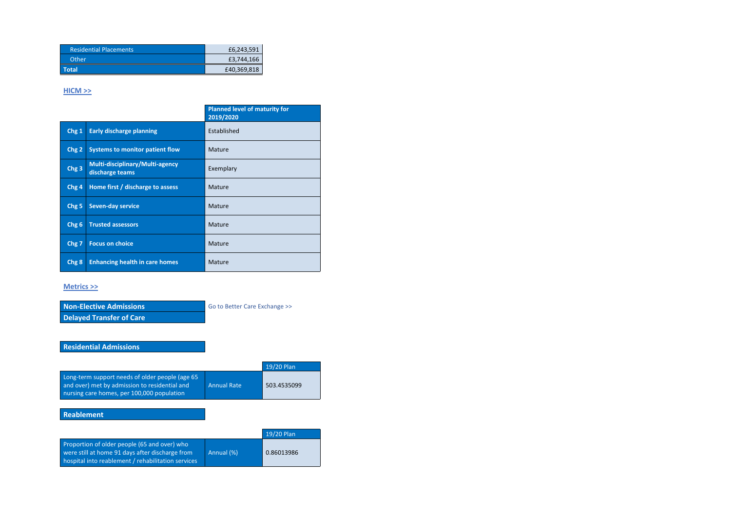| | |
|---|---|
| Residential Placements | £6,243,591 |
| Other | £3,744,166 |
| **Total** | £40,369,818 |

**HICM >>**

| | | Planned level of maturity for 2019/2020 |
|---|---|---|
| Chg 1 | Early discharge planning | Established |
| Chg 2 | Systems to monitor patient flow | Mature |
| Chg 3 | Multi-disciplinary/Multi-agency discharge teams | Exemplary |
| Chg 4 | Home first / discharge to assess | Mature |
| Chg 5 | Seven-day service | Mature |
| Chg 6 | Trusted assessors | Mature |
| Chg 7 | Focus on choice | Mature |
| Chg 8 | Enhancing health in care homes | Mature |

**Metrics >>**

**Non-Elective Admissions** — Go to Better Care Exchange >>

**Delayed Transfer of Care**

**Residential Admissions**

| | | 19/20 Plan |
|---|---|---|
| Long-term support needs of older people (age 65 and over) met by admission to residential and nursing care homes, per 100,000 population | Annual Rate | 503.4535099 |

**Reablement**

| | | 19/20 Plan |
|---|---|---|
| Proportion of older people (65 and over) who were still at home 91 days after discharge from hospital into reablement / rehabilitation services | Annual (%) | 0.86013986 |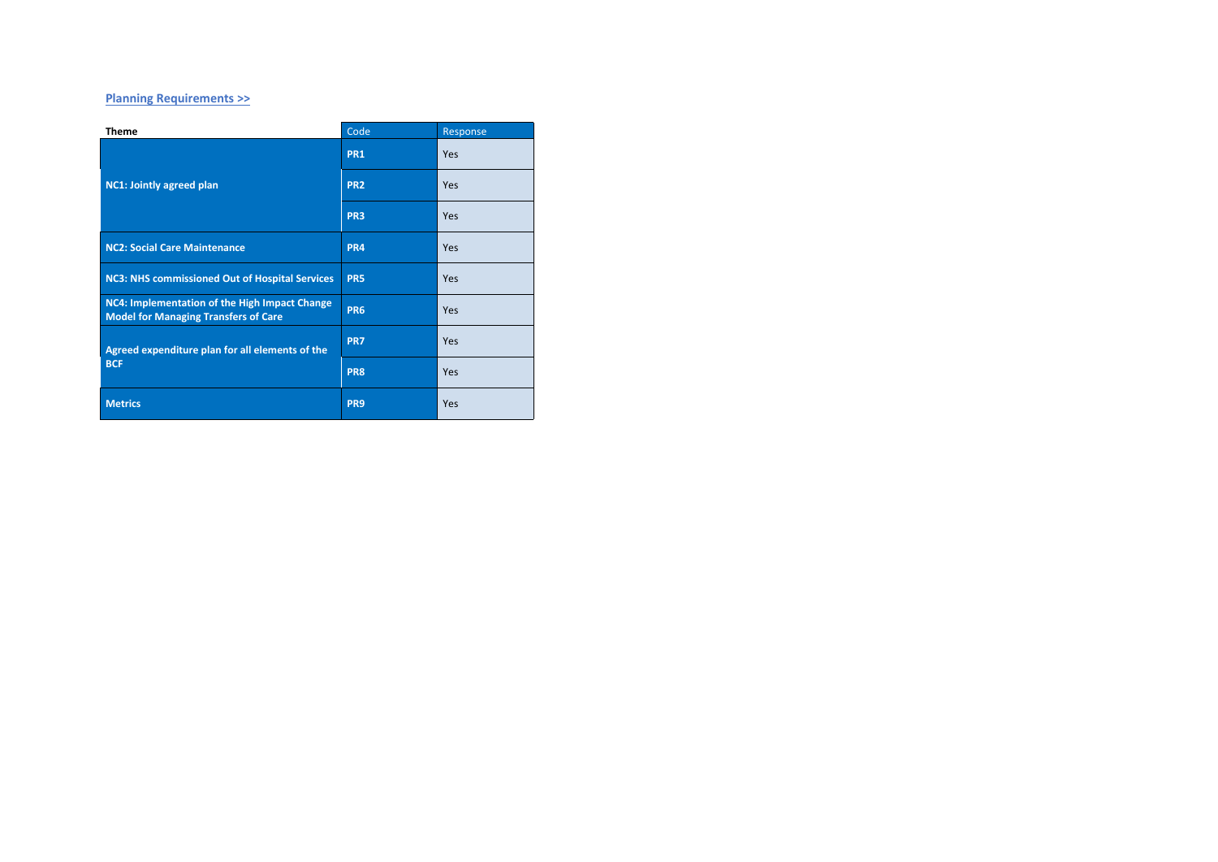Planning Requirements >>

| Theme | Code | Response |
| --- | --- | --- |
| **NC1: Jointly agreed plan** | **PR1** | Yes |
| | **PR2** | Yes |
| | **PR3** | Yes |
| **NC2: Social Care Maintenance** | **PR4** | Yes |
| **NC3: NHS commissioned Out of Hospital Services** | **PR5** | Yes |
| **NC4: Implementation of the High Impact Change Model for Managing Transfers of Care** | **PR6** | Yes |
| **Agreed expenditure plan for all elements of the BCF** | **PR7** | Yes |
| | **PR8** | Yes |
| **Metrics** | **PR9** | Yes |